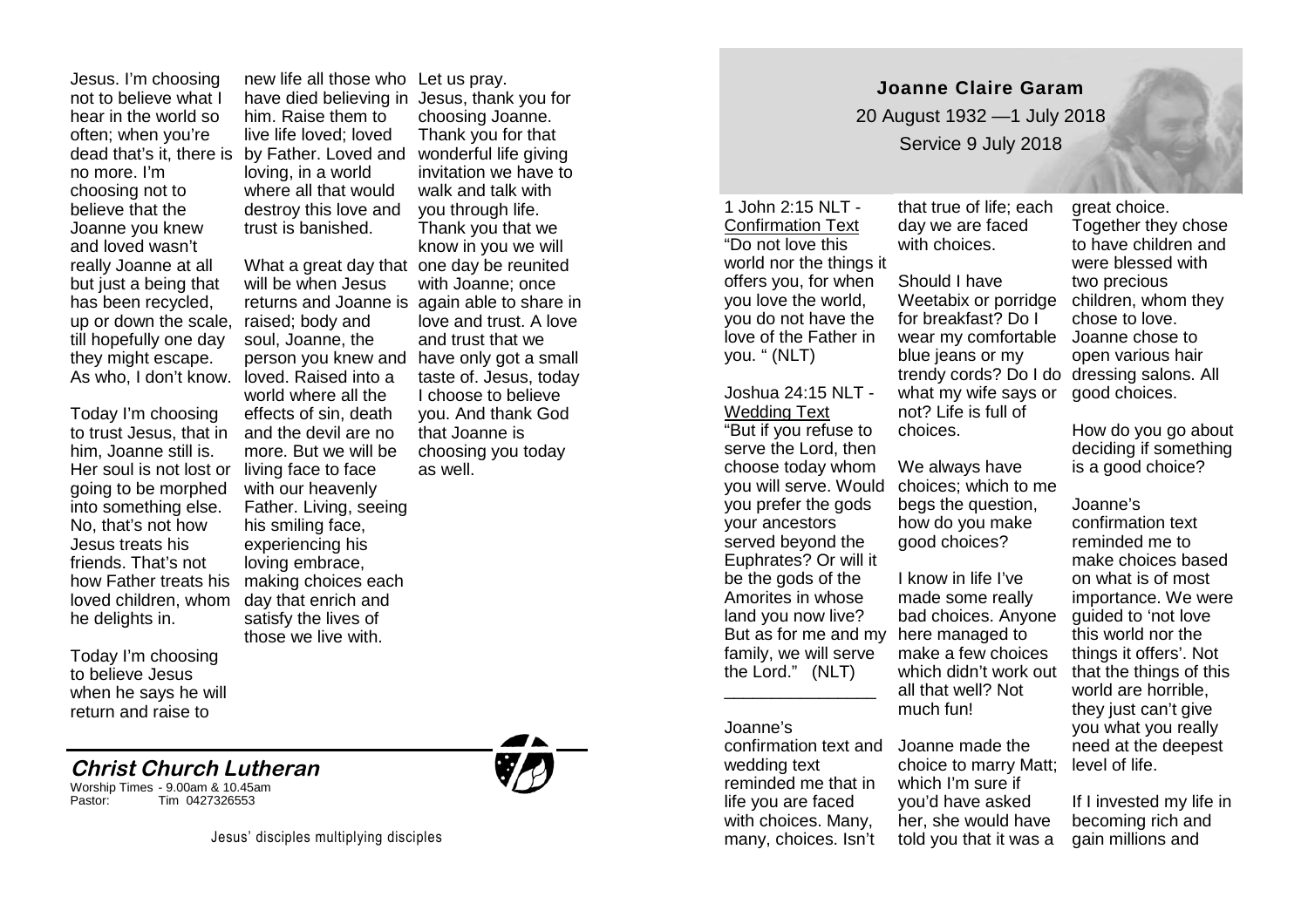# Joanne Claire Garam

20 August 1932 —1 July 2018

Service 9 July 2018

1 John 2:15 NLT - Confirmation Text

"Do not love this world nor the things it offers you, for when you love the world, you do not have the love of the Father in you. " (NLT)

Joshua 24:15 NLT - Wedding Text

"But if you refuse to serve the Lord, then choose today whom you will serve. Would you prefer the gods your ancestors served beyond the Euphrates? Or will it be the gods of the Amorites in whose land you now live? But as for me and my family, we will serve the Lord." (NLT)

---

Joanne's confirmation text and wedding text reminded me that in life you are faced with choices. Many, many, choices. Isn't that true of life; each day we are faced with choices.

Should I have Weetabix or porridge for breakfast? Do I wear my comfortable blue jeans or my trendy cords? Do I do what my wife says or not? Life is full of choices.

We always have choices; which to me begs the question, how do you make good choices?

I know in life I've made some really bad choices. Anyone here managed to make a few choices which didn't work out all that well? Not much fun!

Joanne made the choice to marry Matt; which I'm sure if you'd have asked her, she would have told you that it was a great choice. Together they chose to have children and were blessed with two precious children, whom they chose to love. Joanne chose to open various hair dressing salons. All good choices.

How do you go about deciding if something is a good choice?

Joanne's confirmation text reminded me to make choices based on what is of most importance. We were guided to 'not love this world nor the things it offers'. Not that the things of this world are horrible, they just can't give you what you really need at the deepest level of life.

If I invested my life in becoming rich and gain millions and

Jesus. I'm choosing not to believe what I hear in the world so often; when you're dead that's it, there is no more. I'm choosing not to believe that the Joanne you knew and loved wasn't really Joanne at all but just a being that has been recycled, up or down the scale, till hopefully one day they might escape. As who, I don't know.

Today I'm choosing to trust Jesus, that in him, Joanne still is. Her soul is not lost or going to be morphed into something else. No, that's not how Jesus treats his friends. That's not how Father treats his loved children, whom he delights in.

Today I'm choosing to believe Jesus when he says he will return and raise to new life all those who have died believing in him. Raise them to live life loved; loved by Father. Loved and loving, in a world where all that would destroy this love and trust is banished.

What a great day that will be when Jesus returns and Joanne is raised; body and soul, Joanne, the person you knew and loved. Raised into a world where all the effects of sin, death and the devil are no more. But we will be living face to face with our heavenly Father. Living, seeing his smiling face, experiencing his loving embrace, making choices each day that enrich and satisfy the lives of those we live with.

Let us pray.

Jesus, thank you for choosing Joanne. Thank you for that wonderful life giving invitation we have to walk and talk with you through life. Thank you that we know in you we will one day be reunited with Joanne; once again able to share in love and trust. A love and trust that we have only got a small taste of. Jesus, today I choose to believe you. And thank God that Joanne is choosing you today as well.

---

**Christ Church Lutheran**

Worship Times - 9.00am & 10.45am
Pastor: Tim 0427326553

Jesus' disciples multiplying disciples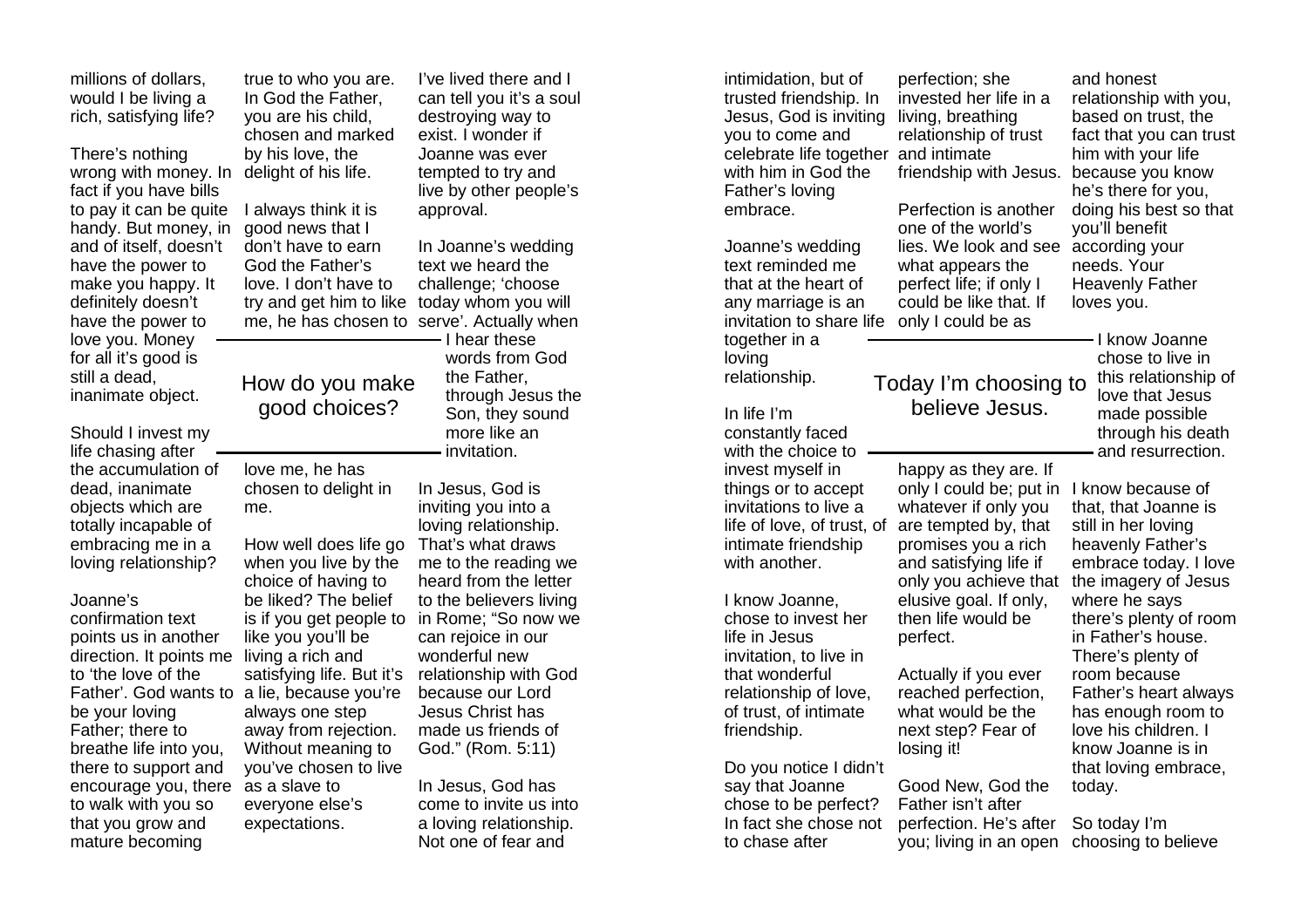millions of dollars, would I be living a rich, satisfying life?

There's nothing wrong with money. In fact if you have bills to pay it can be quite handy. But money, in and of itself, doesn't have the power to make you happy. It definitely doesn't have the power to love you. Money for all it's good is still a dead, inanimate object.

Should I invest my life chasing after the accumulation of dead, inanimate objects which are totally incapable of embracing me in a loving relationship?

Joanne's confirmation text points us in another direction. It points me to 'the love of the Father'. God wants to be your loving Father; there to breathe life into you, there to support and encourage you, there to walk with you so that you grow and mature becoming true to who you are. In God the Father, you are his child, chosen and marked by his love, the delight of his life.

I always think it is good news that I don't have to earn God the Father's love. I don't have to try and get him to like me, he has chosen to love me, he has chosen to delight in me.

> How do you make good choices?

How well does life go when you live by the choice of having to be liked? The belief is if you get people to like you you'll be living a rich and satisfying life. But it's a lie, because you're always one step away from rejection. Without meaning to you've chosen to live as a slave to everyone else's expectations.

I've lived there and I can tell you it's a soul destroying way to exist. I wonder if Joanne was ever tempted to try and live by other people's approval.

In Joanne's wedding text we heard the challenge; 'choose today whom you will serve'. Actually when I hear these words from God the Father, through Jesus the Son, they sound more like an invitation.

In Jesus, God is inviting you into a loving relationship. That's what draws me to the reading we heard from the letter to the believers living in Rome; "So now we can rejoice in our wonderful new relationship with God because our Lord Jesus Christ has made us friends of God." (Rom. 5:11)

In Jesus, God has come to invite us into a loving relationship. Not one of fear and intimidation, but of trusted friendship. In Jesus, God is inviting you to come and celebrate life together with him in God the Father's loving embrace.

Joanne's wedding text reminded me that at the heart of any marriage is an invitation to share life together in a loving relationship.

In life I'm constantly faced with the choice to invest myself in things or to accept invitations to live a life of love, of trust, of intimate friendship with another.

I know Joanne, chose to invest her life in Jesus invitation, to live in that wonderful relationship of love, of trust, of intimate friendship.

Do you notice I didn't say that Joanne chose to be perfect? In fact she chose not to chase after perfection; she invested her life in a living, breathing relationship of trust and intimate friendship with Jesus.

Perfection is another one of the world's lies. We look and see what appears the perfect life; if only I could be like that. If only I could be as

> Today I'm choosing to believe Jesus.

happy as they are. If only I could be; put in whatever if only you are tempted by, that promises you a rich and satisfying life if only you achieve that elusive goal. If only, then life would be perfect.

Actually if you ever reached perfection, what would be the next step? Fear of losing it!

Good New, God the Father isn't after perfection. He's after you; living in an open and honest relationship with you, based on trust, the fact that you can trust him with your life because you know he's there for you, doing his best so that you'll benefit according your needs. Your Heavenly Father loves you.

I know Joanne chose to live in this relationship of love that Jesus made possible through his death and resurrection.

I know because of that, that Joanne is still in her loving heavenly Father's embrace today. I love the imagery of Jesus where he says there's plenty of room in Father's house. There's plenty of room because Father's heart always has enough room to love his children. I know Joanne is in that loving embrace, today.

So today I'm choosing to believe